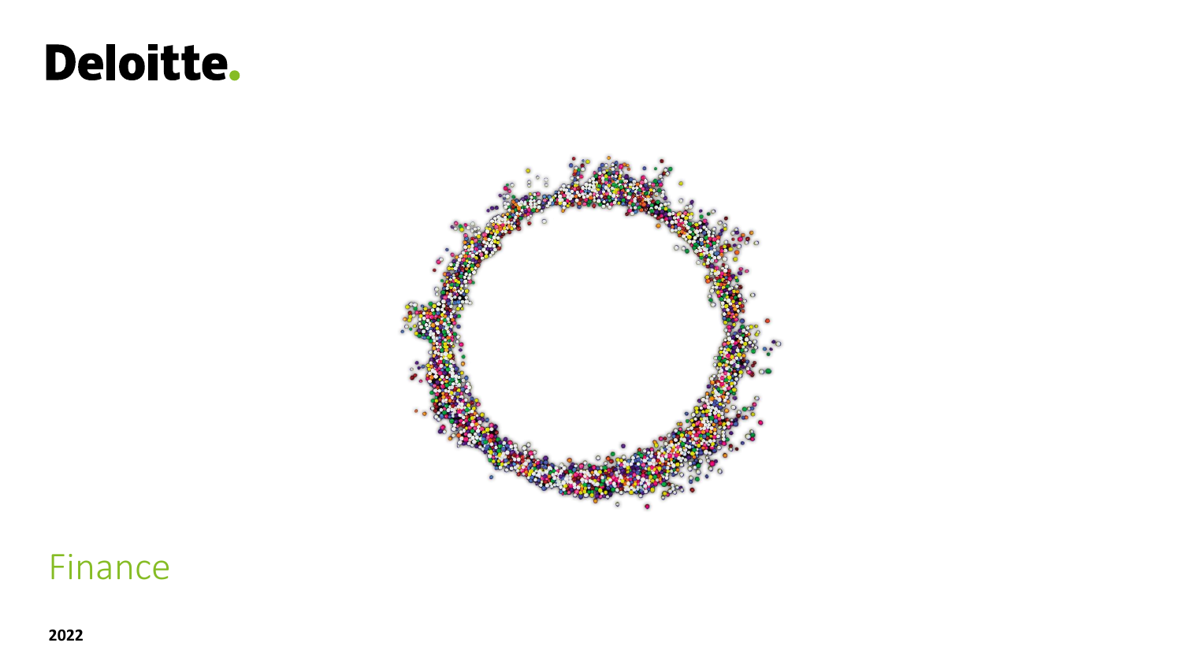Deloitte.

# Finance

**2022**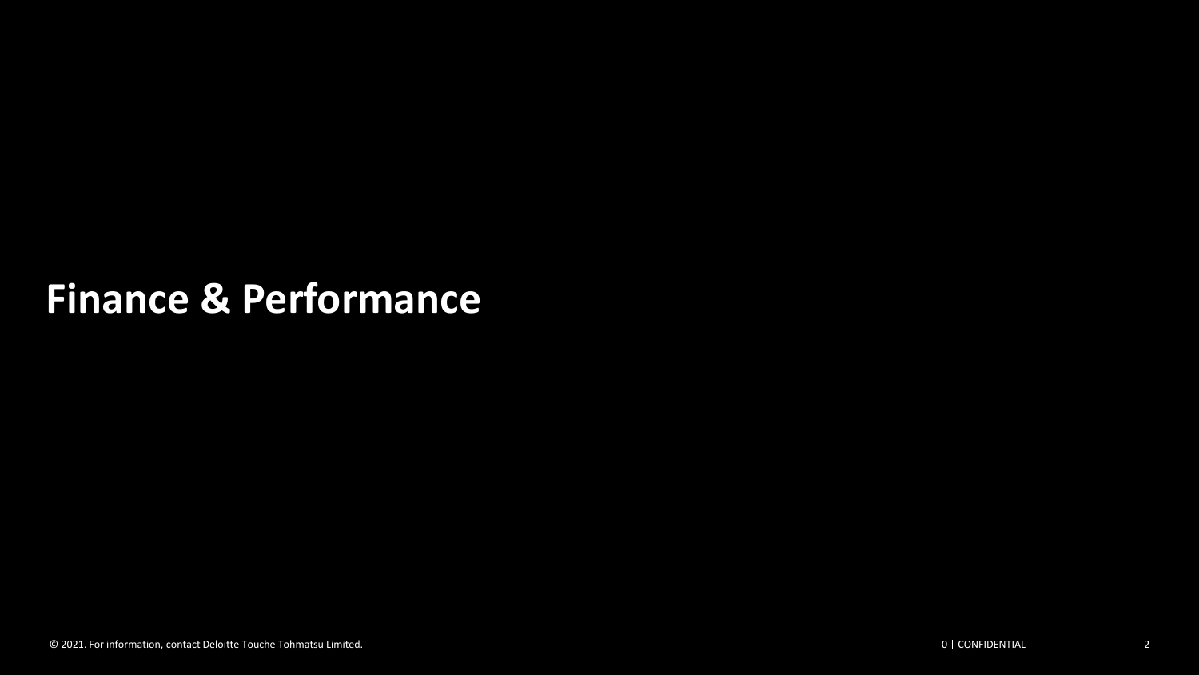# Finance & Performance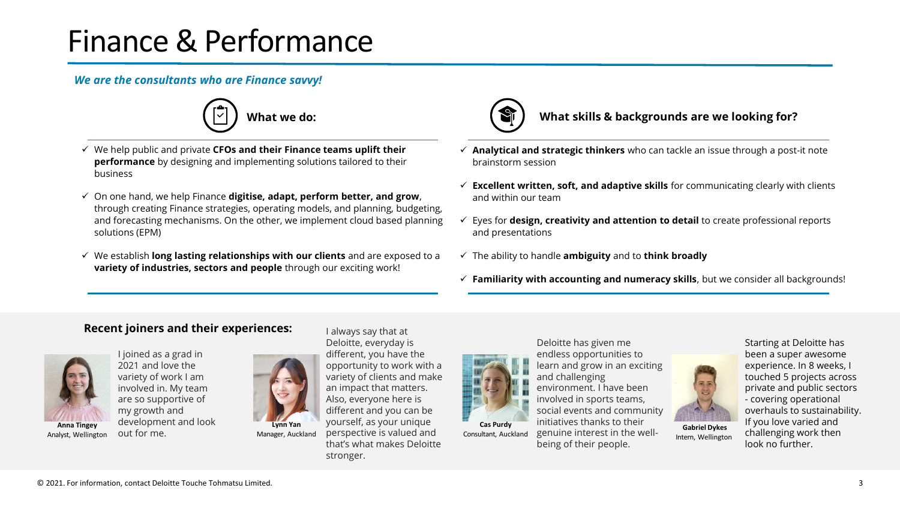# Finance & Performance

***We are the consultants who are Finance savvy!***

### What we do:

- ✓ We help public and private **CFOs and their Finance teams uplift their performance** by designing and implementing solutions tailored to their business
- ✓ On one hand, we help Finance **digitise, adapt, perform better, and grow**, through creating Finance strategies, operating models, and planning, budgeting, and forecasting mechanisms. On the other, we implement cloud based planning solutions (EPM)
- ✓ We establish **long lasting relationships with our clients** and are exposed to a **variety of industries, sectors and people** through our exciting work!

### What skills & backgrounds are we looking for?

- ✓ **Analytical and strategic thinkers** who can tackle an issue through a post-it note brainstorm session
- ✓ **Excellent written, soft, and adaptive skills** for communicating clearly with clients and within our team
- ✓ Eyes for **design, creativity and attention to detail** to create professional reports and presentations
- ✓ The ability to handle **ambiguity** and to **think broadly**
- ✓ **Familiarity with accounting and numeracy skills**, but we consider all backgrounds!

### Recent joiners and their experiences:

**Anna Tingey**
Analyst, Wellington

I joined as a grad in 2021 and love the variety of work I am involved in. My team are so supportive of my growth and development and look out for me.

**Lynn Yan**
Manager, Auckland

I always say that at Deloitte, everyday is different, you have the opportunity to work with a variety of clients and make an impact that matters. Also, everyone here is different and you can be yourself, as your unique perspective is valued and that's what makes Deloitte stronger.

**Cas Purdy**
Consultant, Auckland

Deloitte has given me endless opportunities to learn and grow in an exciting and challenging environment. I have been involved in sports teams, social events and community initiatives thanks to their genuine interest in the well-being of their people.

**Gabriel Dykes**
Intern, Wellington

Starting at Deloitte has been a super awesome experience. In 8 weeks, I touched 5 projects across private and public sectors - covering operational overhauls to sustainability. If you love varied and challenging work then look no further.

© 2021. For information, contact Deloitte Touche Tohmatsu Limited.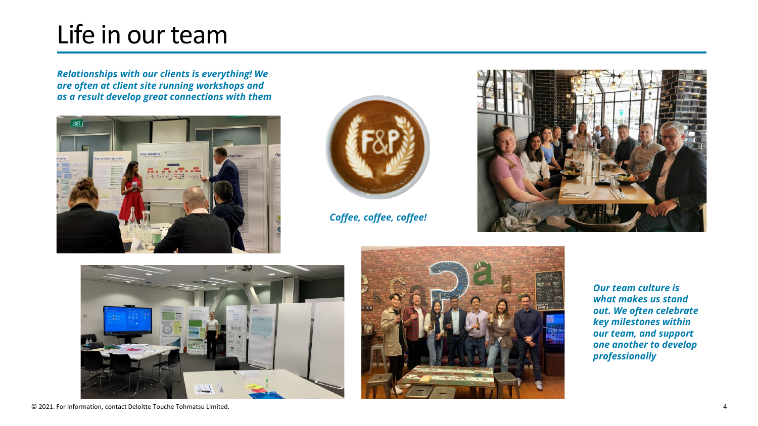# Life in our team

***Relationships with our clients is everything! We are often at client site running workshops and as a result develop great connections with them***

***Coffee, coffee, coffee!***

***Our team culture is what makes us stand out. We often celebrate key milestones within our team, and support one another to develop professionally***

© 2021. For information, contact Deloitte Touche Tohmatsu Limited.